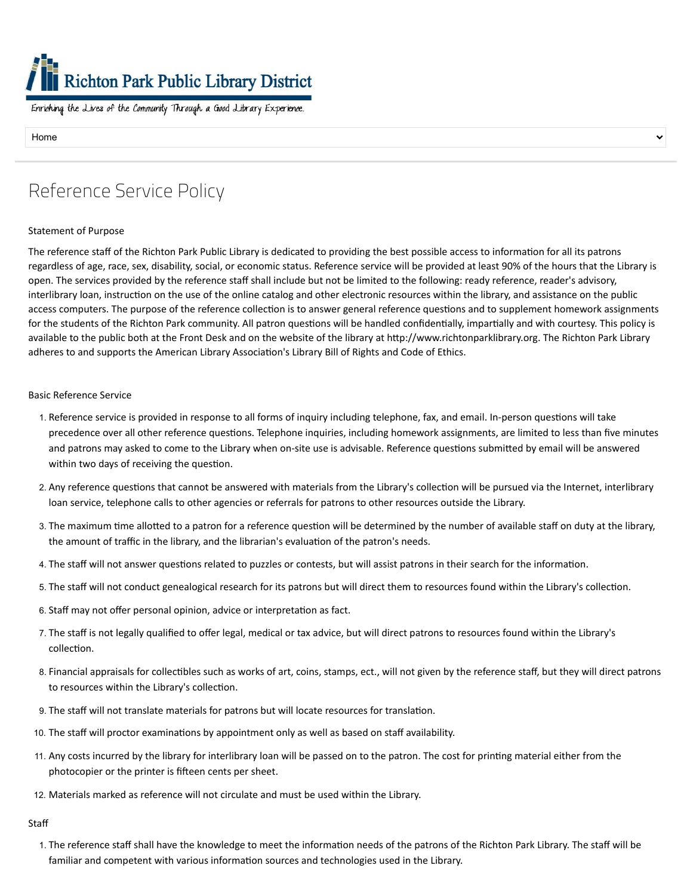Richton Park Public Library District

Enriching the Lives of the Community Through a Good Library Experience.

Home

# Reference Service Policy

Statement of Purpose

The reference staff of the Richton Park Public Library is dedicated to providing the best possible access to information for all its patrons regardless of age, race, sex, disability, social, or economic status. Reference service will be provided at least 90% of the hours that the Library is open. The services provided by the reference staff shall include but not be limited to the following: ready reference, reader's advisory, interlibrary loan, instruction on the use of the online catalog and other electronic resources within the library, and assistance on the public access computers. The purpose of the reference collection is to answer general reference questions and to supplement homework assignments for the students of the Richton Park community. All patron questions will be handled confidentially, impartially and with courtesy. This policy is available to the public both at the Front Desk and on the website of the library at http://www.richtonparklibrary.org. The Richton Park Library adheres to and supports the American Library Association's Library Bill of Rights and Code of Ethics.

Basic Reference Service

1. Reference service is provided in response to all forms of inquiry including telephone, fax, and email. In-person questions will take precedence over all other reference questions. Telephone inquiries, including homework assignments, are limited to less than five minutes and patrons may asked to come to the Library when on-site use is advisable. Reference questions submitted by email will be answered within two days of receiving the question.
2. Any reference questions that cannot be answered with materials from the Library's collection will be pursued via the Internet, interlibrary loan service, telephone calls to other agencies or referrals for patrons to other resources outside the Library.
3. The maximum time allotted to a patron for a reference question will be determined by the number of available staff on duty at the library, the amount of traffic in the library, and the librarian's evaluation of the patron's needs.
4. The staff will not answer questions related to puzzles or contests, but will assist patrons in their search for the information.
5. The staff will not conduct genealogical research for its patrons but will direct them to resources found within the Library's collection.
6. Staff may not offer personal opinion, advice or interpretation as fact.
7. The staff is not legally qualified to offer legal, medical or tax advice, but will direct patrons to resources found within the Library's collection.
8. Financial appraisals for collectibles such as works of art, coins, stamps, ect., will not given by the reference staff, but they will direct patrons to resources within the Library's collection.
9. The staff will not translate materials for patrons but will locate resources for translation.
10. The staff will proctor examinations by appointment only as well as based on staff availability.
11. Any costs incurred by the library for interlibrary loan will be passed on to the patron. The cost for printing material either from the photocopier or the printer is fifteen cents per sheet.
12. Materials marked as reference will not circulate and must be used within the Library.

Staff

1. The reference staff shall have the knowledge to meet the information needs of the patrons of the Richton Park Library. The staff will be familiar and competent with various information sources and technologies used in the Library.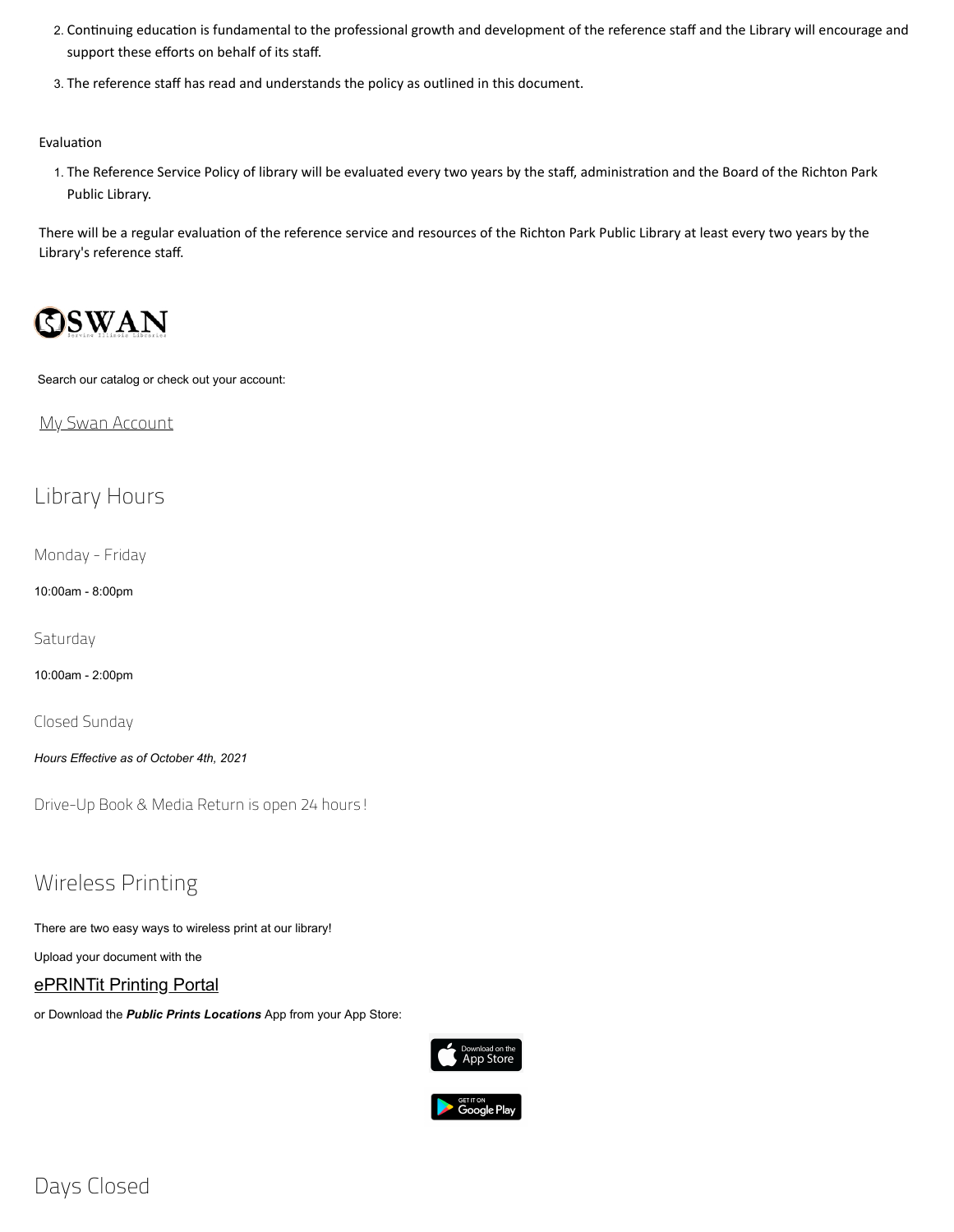2. Continuing education is fundamental to the professional growth and development of the reference staff and the Library will encourage and support these efforts on behalf of its staff.
3. The reference staff has read and understands the policy as outlined in this document.

Evaluation

1. The Reference Service Policy of library will be evaluated every two years by the staff, administration and the Board of the Richton Park Public Library.

There will be a regular evaluation of the reference service and resources of the Richton Park Public Library at least every two years by the Library's reference staff.

SWAN
Serving Illinois Libraries

Search our catalog or check out your account:

My Swan Account

## Library Hours

Monday - Friday

10:00am - 8:00pm

Saturday

10:00am - 2:00pm

Closed Sunday

*Hours Effective as of October 4th, 2021*

Drive-Up Book & Media Return is open 24 hours!

## Wireless Printing

There are two easy ways to wireless print at our library!

Upload your document with the

ePRINTit Printing Portal

or Download the ***Public Prints Locations*** App from your App Store:

Download on the App Store

GET IT ON Google Play

## Days Closed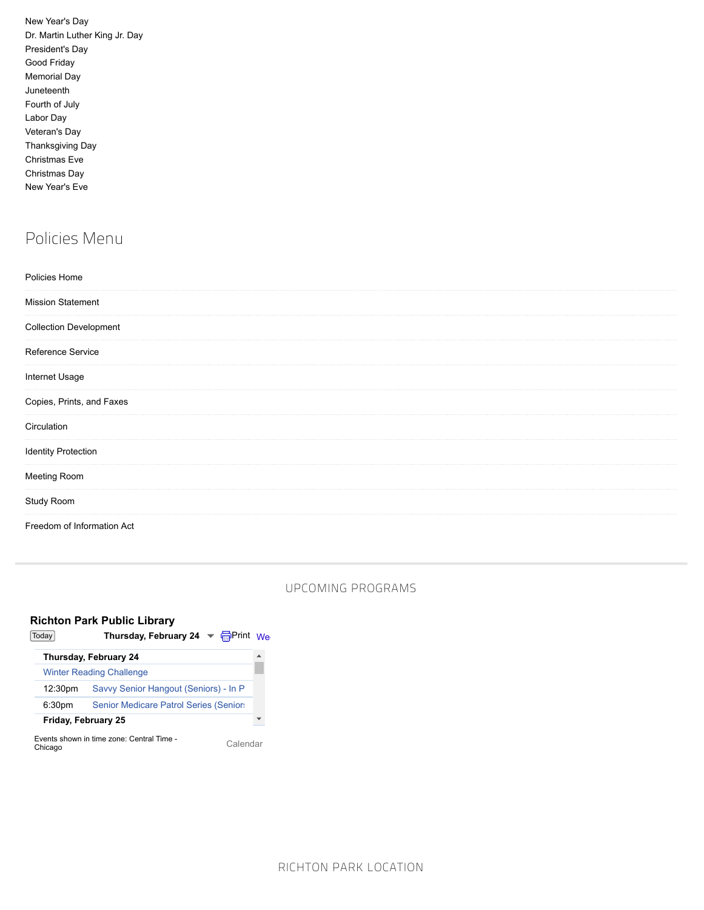New Year's Day
Dr. Martin Luther King Jr. Day
President's Day
Good Friday
Memorial Day
Juneteenth
Fourth of July
Labor Day
Veteran's Day
Thanksgiving Day
Christmas Eve
Christmas Day
New Year's Eve

## Policies Menu

- Policies Home
- Mission Statement
- Collection Development
- Reference Service
- Internet Usage
- Copies, Prints, and Faxes
- Circulation
- Identity Protection
- Meeting Room
- Study Room
- Freedom of Information Act

## UPCOMING PROGRAMS

**Richton Park Public Library**

Today **Thursday, February 24** Print We

**Thursday, February 24**

Winter Reading Challenge

12:30pm Savvy Senior Hangout (Seniors) - In P

6:30pm Senior Medicare Patrol Series (Senior:

**Friday, February 25**

Events shown in time zone: Central Time - Chicago

Calendar

## RICHTON PARK LOCATION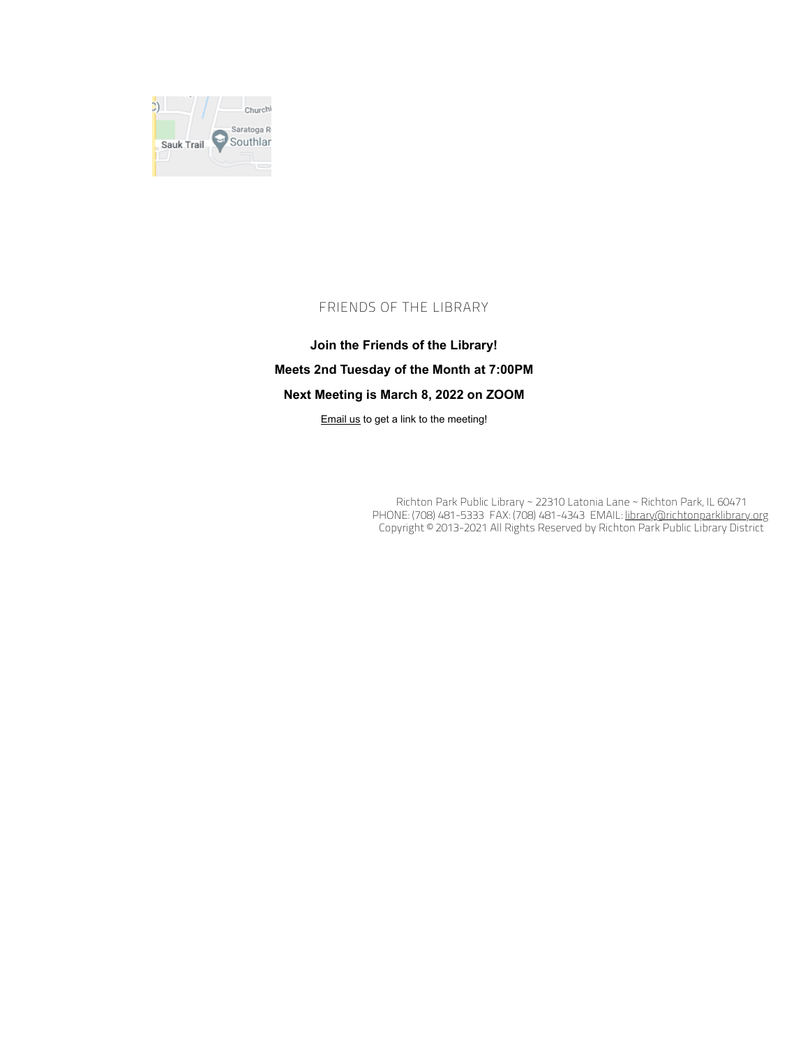FRIENDS OF THE LIBRARY

**Join the Friends of the Library!**

**Meets 2nd Tuesday of the Month at 7:00PM**

**Next Meeting is March 8, 2022 on ZOOM**

Email us to get a link to the meeting!

Richton Park Public Library ~ 22310 Latonia Lane ~ Richton Park, IL 60471
PHONE: (708) 481-5333 FAX: (708) 481-4343 EMAIL: library@richtonparklibrary.org
Copyright © 2013-2021 All Rights Reserved by Richton Park Public Library District